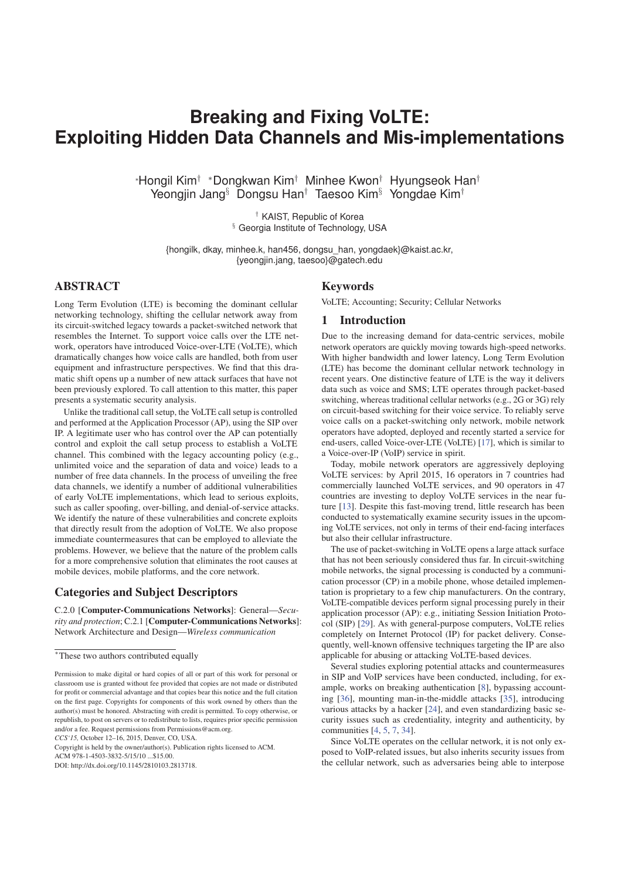# Breaking and Fixing VoLTE: Exploiting Hidden Data Channels and Mis-implementations

*Hongil Kim[†] *Dongkwan Kim[†] Minhee Kwon[†] Hyungseok Han[†]
Yeongjin Jang[§] Dongsu Han[†] Taesoo Kim[§] Yongdae Kim[†]

[†] KAIST, Republic of Korea
[§] Georgia Institute of Technology, USA

{hongilk, dkay, minhee.k, han456, dongsu_han, yongdaek}@kaist.ac.kr,
{yeongjin.jang, taesoo}@gatech.edu

## ABSTRACT

Long Term Evolution (LTE) is becoming the dominant cellular networking technology, shifting the cellular network away from its circuit-switched legacy towards a packet-switched network that resembles the Internet. To support voice calls over the LTE network, operators have introduced Voice-over-LTE (VoLTE), which dramatically changes how voice calls are handled, both from user equipment and infrastructure perspectives. We find that this dramatic shift opens up a number of new attack surfaces that have not been previously explored. To call attention to this matter, this paper presents a systematic security analysis.

Unlike the traditional call setup, the VoLTE call setup is controlled and performed at the Application Processor (AP), using the SIP over IP. A legitimate user who has control over the AP can potentially control and exploit the call setup process to establish a VoLTE channel. This combined with the legacy accounting policy (e.g., unlimited voice and the separation of data and voice) leads to a number of free data channels. In the process of unveiling the free data channels, we identify a number of additional vulnerabilities of early VoLTE implementations, which lead to serious exploits, such as caller spoofing, over-billing, and denial-of-service attacks. We identify the nature of these vulnerabilities and concrete exploits that directly result from the adoption of VoLTE. We also propose immediate countermeasures that can be employed to alleviate the problems. However, we believe that the nature of the problem calls for a more comprehensive solution that eliminates the root causes at mobile devices, mobile platforms, and the core network.

## Categories and Subject Descriptors

C.2.0 [**Computer-Communications Networks**]: General—*Security and protection*; C.2.1 [**Computer-Communications Networks**]: Network Architecture and Design—*Wireless communication*

*These two authors contributed equally

Permission to make digital or hard copies of all or part of this work for personal or classroom use is granted without fee provided that copies are not made or distributed for profit or commercial advantage and that copies bear this notice and the full citation on the first page. Copyrights for components of this work owned by others than the author(s) must be honored. Abstracting with credit is permitted. To copy otherwise, or republish, to post on servers or to redistribute to lists, requires prior specific permission and/or a fee. Request permissions from Permissions@acm.org.
*CCS'15*, October 12–16, 2015, Denver, CO, USA.
Copyright is held by the owner/author(s). Publication rights licensed to ACM.
ACM 978-1-4503-3832-5/15/10 ...$15.00.
DOI: http://dx.doi.org/10.1145/2810103.2813718.

## Keywords

VoLTE; Accounting; Security; Cellular Networks

## 1 Introduction

Due to the increasing demand for data-centric services, mobile network operators are quickly moving towards high-speed networks. With higher bandwidth and lower latency, Long Term Evolution (LTE) has become the dominant cellular network technology in recent years. One distinctive feature of LTE is the way it delivers data such as voice and SMS; LTE operates through packet-based switching, whereas traditional cellular networks (e.g., 2G or 3G) rely on circuit-based switching for their voice service. To reliably serve voice calls on a packet-switching only network, mobile network operators have adopted, deployed and recently started a service for end-users, called Voice-over-LTE (VoLTE) [17], which is similar to a Voice-over-IP (VoIP) service in spirit.

Today, mobile network operators are aggressively deploying VoLTE services: by April 2015, 16 operators in 7 countries had commercially launched VoLTE services, and 90 operators in 47 countries are investing to deploy VoLTE services in the near future [13]. Despite this fast-moving trend, little research has been conducted to systematically examine security issues in the upcoming VoLTE services, not only in terms of their end-facing interfaces but also their cellular infrastructure.

The use of packet-switching in VoLTE opens a large attack surface that has not been seriously considered thus far. In circuit-switching mobile networks, the signal processing is conducted by a communication processor (CP) in a mobile phone, whose detailed implementation is proprietary to a few chip manufacturers. On the contrary, VoLTE-compatible devices perform signal processing purely in their application processor (AP): e.g., initiating Session Initiation Protocol (SIP) [29]. As with general-purpose computers, VoLTE relies completely on Internet Protocol (IP) for packet delivery. Consequently, well-known offensive techniques targeting the IP are also applicable for abusing or attacking VoLTE-based devices.

Several studies exploring potential attacks and countermeasures in SIP and VoIP services have been conducted, including, for example, works on breaking authentication [8], bypassing accounting [36], mounting man-in-the-middle attacks [35], introducing various attacks by a hacker [24], and even standardizing basic security issues such as credentiality, integrity and authenticity, by communities [4, 5, 7, 34].

Since VoLTE operates on the cellular network, it is not only exposed to VoIP-related issues, but also inherits security issues from the cellular network, such as adversaries being able to interpose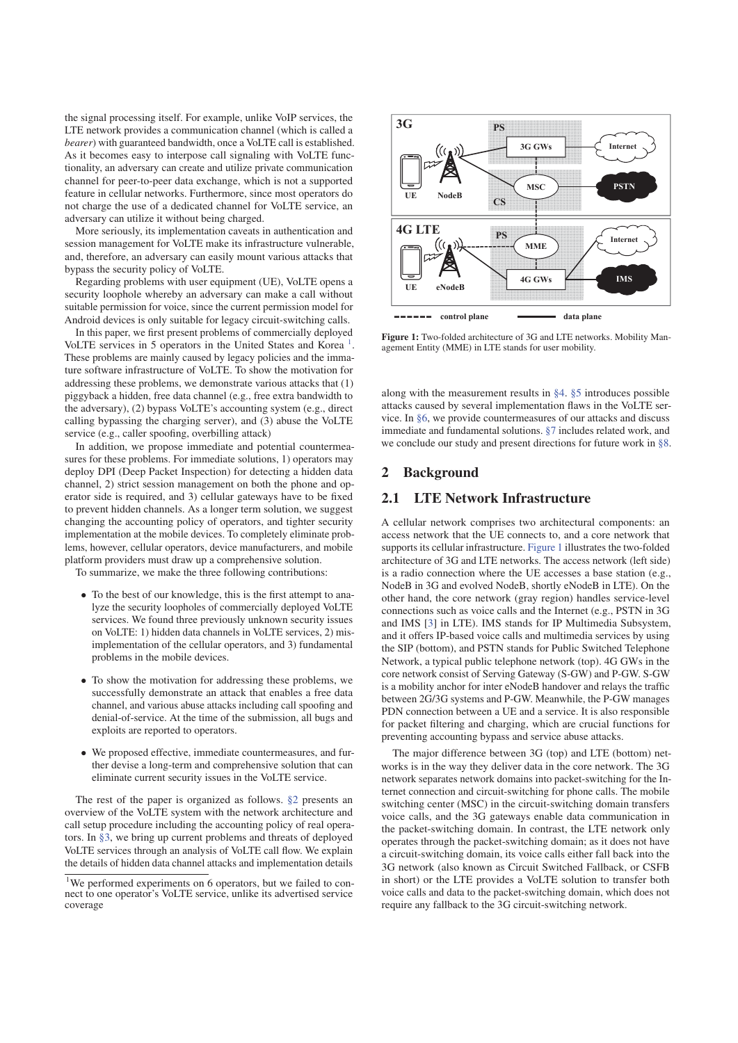the signal processing itself. For example, unlike VoIP services, the LTE network provides a communication channel (which is called a *bearer*) with guaranteed bandwidth, once a VoLTE call is established. As it becomes easy to interpose call signaling with VoLTE functionality, an adversary can create and utilize private communication channel for peer-to-peer data exchange, which is not a supported feature in cellular networks. Furthermore, since most operators do not charge the use of a dedicated channel for VoLTE service, an adversary can utilize it without being charged.

More seriously, its implementation caveats in authentication and session management for VoLTE make its infrastructure vulnerable, and, therefore, an adversary can easily mount various attacks that bypass the security policy of VoLTE.

Regarding problems with user equipment (UE), VoLTE opens a security loophole whereby an adversary can make a call without suitable permission for voice, since the current permission model for Android devices is only suitable for legacy circuit-switching calls.

In this paper, we first present problems of commercially deployed VoLTE services in 5 operators in the United States and Korea [1]. These problems are mainly caused by legacy policies and the immature software infrastructure of VoLTE. To show the motivation for addressing these problems, we demonstrate various attacks that (1) piggyback a hidden, free data channel (e.g., free extra bandwidth to the adversary), (2) bypass VoLTE's accounting system (e.g., direct calling bypassing the charging server), and (3) abuse the VoLTE service (e.g., caller spoofing, overbilling attack)

In addition, we propose immediate and potential countermeasures for these problems. For immediate solutions, 1) operators may deploy DPI (Deep Packet Inspection) for detecting a hidden data channel, 2) strict session management on both the phone and operator side is required, and 3) cellular gateways have to be fixed to prevent hidden channels. As a longer term solution, we suggest changing the accounting policy of operators, and tighter security implementation at the mobile devices. To completely eliminate problems, however, cellular operators, device manufacturers, and mobile platform providers must draw up a comprehensive solution.

To summarize, we make the three following contributions:

- To the best of our knowledge, this is the first attempt to analyze the security loopholes of commercially deployed VoLTE services. We found three previously unknown security issues on VoLTE: 1) hidden data channels in VoLTE services, 2) misimplementation of the cellular operators, and 3) fundamental problems in the mobile devices.
- To show the motivation for addressing these problems, we successfully demonstrate an attack that enables a free data channel, and various abuse attacks including call spoofing and denial-of-service. At the time of the submission, all bugs and exploits are reported to operators.
- We proposed effective, immediate countermeasures, and further devise a long-term and comprehensive solution that can eliminate current security issues in the VoLTE service.

The rest of the paper is organized as follows. §2 presents an overview of the VoLTE system with the network architecture and call setup procedure including the accounting policy of real operators. In §3, we bring up current problems and threats of deployed VoLTE services through an analysis of VoLTE call flow. We explain the details of hidden data channel attacks and implementation details along with the measurement results in §4. §5 introduces possible attacks caused by several implementation flaws in the VoLTE service. In §6, we provide countermeasures of our attacks and discuss immediate and fundamental solutions. §7 includes related work, and we conclude our study and present directions for future work in §8.

[1] We performed experiments on 6 operators, but we failed to connect to one operator's VoLTE service, unlike its advertised service coverage

**Figure 1:** Two-folded architecture of 3G and LTE networks. Mobility Management Entity (MME) in LTE stands for user mobility.

## 2 Background

### 2.1 LTE Network Infrastructure

A cellular network comprises two architectural components: an access network that the UE connects to, and a core network that supports its cellular infrastructure. Figure 1 illustrates the two-folded architecture of 3G and LTE networks. The access network (left side) is a radio connection where the UE accesses a base station (e.g., NodeB in 3G and evolved NodeB, shortly eNodeB in LTE). On the other hand, the core network (gray region) handles service-level connections such as voice calls and the Internet (e.g., PSTN in 3G and IMS [3] in LTE). IMS stands for IP Multimedia Subsystem, and it offers IP-based voice calls and multimedia services by using the SIP (bottom), and PSTN stands for Public Switched Telephone Network, a typical public telephone network (top). 4G GWs in the core network consist of Serving Gateway (S-GW) and P-GW. S-GW is a mobility anchor for inter eNodeB handover and relays the traffic between 2G/3G systems and P-GW. Meanwhile, the P-GW manages PDN connection between a UE and a service. It is also responsible for packet filtering and charging, which are crucial functions for preventing accounting bypass and service abuse attacks.

The major difference between 3G (top) and LTE (bottom) networks is in the way they deliver data in the core network. The 3G network separates network domains into packet-switching for the Internet connection and circuit-switching for phone calls. The mobile switching center (MSC) in the circuit-switching domain transfers voice calls, and the 3G gateways enable data communication in the packet-switching domain. In contrast, the LTE network only operates through the packet-switching domain; as it does not have a circuit-switching domain, its voice calls either fall back into the 3G network (also known as Circuit Switched Fallback, or CSFB in short) or the LTE provides a VoLTE solution to transfer both voice calls and data to the packet-switching domain, which does not require any fallback to the 3G circuit-switching network.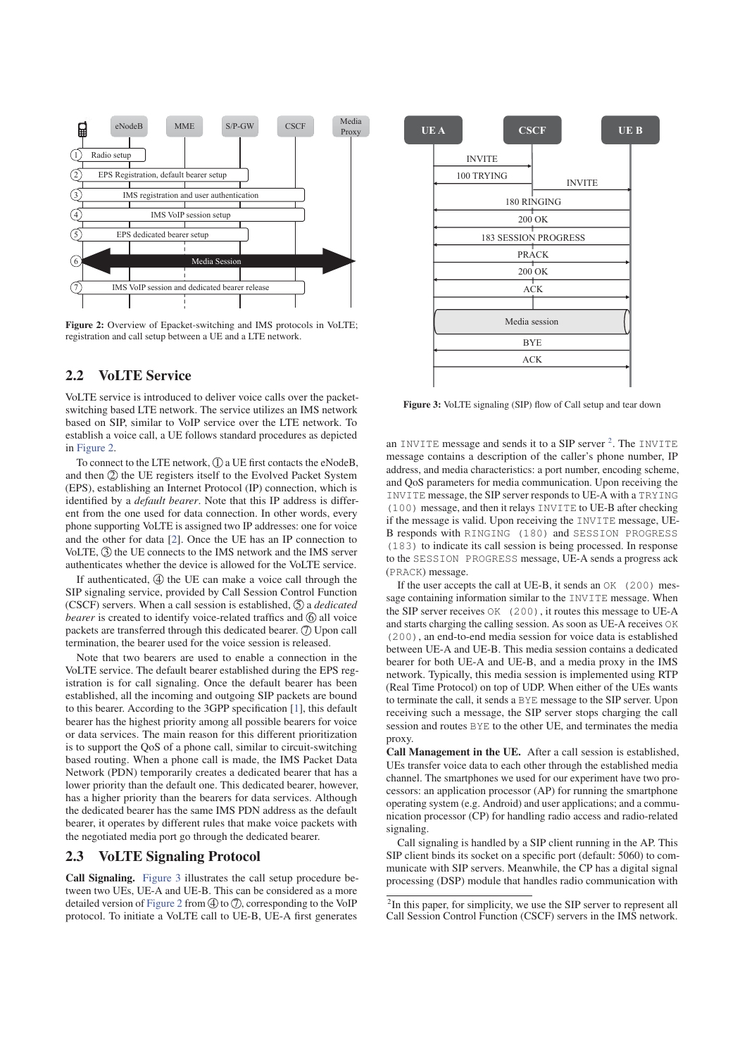Figure 2: Overview of Epacket-switching and IMS protocols in VoLTE; registration and call setup between a UE and a LTE network.

## 2.2 VoLTE Service

VoLTE service is introduced to deliver voice calls over the packet-switching based LTE network. The service utilizes an IMS network based on SIP, similar to VoIP service over the LTE network. To establish a voice call, a UE follows standard procedures as depicted in Figure 2.

To connect to the LTE network, ① a UE first contacts the eNodeB, and then ② the UE registers itself to the Evolved Packet System (EPS), establishing an Internet Protocol (IP) connection, which is identified by a *default bearer*. Note that this IP address is different from the one used for data connection. In other words, every phone supporting VoLTE is assigned two IP addresses: one for voice and the other for data [2]. Once the UE has an IP connection to VoLTE, ③ the UE connects to the IMS network and the IMS server authenticates whether the device is allowed for the VoLTE service.

If authenticated, ④ the UE can make a voice call through the SIP signaling service, provided by Call Session Control Function (CSCF) servers. When a call session is established, ⑤ a *dedicated bearer* is created to identify voice-related traffics and ⑥ all voice packets are transferred through this dedicated bearer. ⑦ Upon call termination, the bearer used for the voice session is released.

Note that two bearers are used to enable a connection in the VoLTE service. The default bearer established during the EPS registration is for call signaling. Once the default bearer has been established, all the incoming and outgoing SIP packets are bound to this bearer. According to the 3GPP specification [1], this default bearer has the highest priority among all possible bearers for voice or data services. The main reason for this different prioritization is to support the QoS of a phone call, similar to circuit-switching based routing. When a phone call is made, the IMS Packet Data Network (PDN) temporarily creates a dedicated bearer that has a lower priority than the default one. This dedicated bearer, however, has a higher priority than the bearers for data services. Although the dedicated bearer has the same IMS PDN address as the default bearer, it operates by different rules that make voice packets with the negotiated media port go through the dedicated bearer.

## 2.3 VoLTE Signaling Protocol

**Call Signaling.** Figure 3 illustrates the call setup procedure between two UEs, UE-A and UE-B. This can be considered as a more detailed version of Figure 2 from ④ to ⑦, corresponding to the VoIP protocol. To initiate a VoLTE call to UE-B, UE-A first generates an INVITE message and sends it to a SIP server [2]. The INVITE message contains a description of the caller's phone number, IP address, and media characteristics: a port number, encoding scheme, and QoS parameters for media communication. Upon receiving the INVITE message, the SIP server responds to UE-A with a TRYING (100) message, and then it relays INVITE to UE-B after checking if the message is valid. Upon receiving the INVITE message, UE-B responds with RINGING (180) and SESSION PROGRESS (183) to indicate its call session is being processed. In response to the SESSION PROGRESS message, UE-A sends a progress ack (PRACK) message.

If the user accepts the call at UE-B, it sends an OK (200) message containing information similar to the INVITE message. When the SIP server receives OK (200), it routes this message to UE-A and starts charging the calling session. As soon as UE-A receives OK (200), an end-to-end media session for voice data is established between UE-A and UE-B. This media session contains a dedicated bearer for both UE-A and UE-B, and a media proxy in the IMS network. Typically, this media session is implemented using RTP (Real Time Protocol) on top of UDP. When either of the UEs wants to terminate the call, it sends a BYE message to the SIP server. Upon receiving such a message, the SIP server stops charging the call session and routes BYE to the other UE, and terminates the media proxy.

**Call Management in the UE.** After a call session is established, UEs transfer voice data to each other through the established media channel. The smartphones we used for our experiment have two processors: an application processor (AP) for running the operating system (e.g. Android) and user applications; and a communication processor (CP) for handling radio access and radio-related signaling.

Call signaling is handled by a SIP client running in the AP. This SIP client binds its socket on a specific port (default: 5060) to communicate with SIP servers. Meanwhile, the CP has a digital signal processing (DSP) module that handles radio communication with

Figure 3: VoLTE signaling (SIP) flow of Call setup and tear down

[2] In this paper, for simplicity, we use the SIP server to represent all Call Session Control Function (CSCF) servers in the IMS network.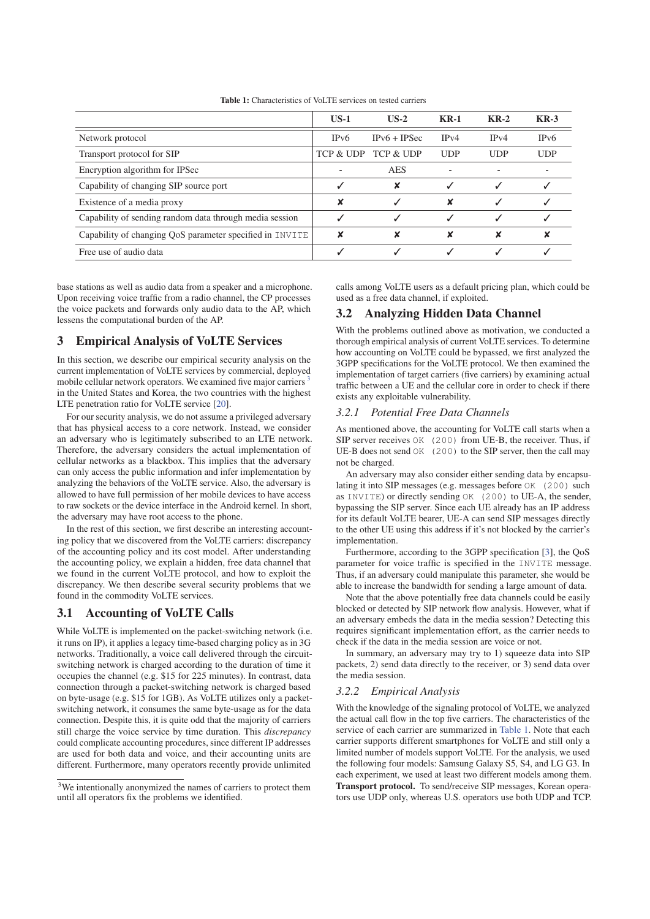**Table 1:** Characteristics of VoLTE services on tested carriers

| | US-1 | US-2 | KR-1 | KR-2 | KR-3 |
|---|---|---|---|---|---|
| Network protocol | IPv6 | IPv6 + IPSec | IPv4 | IPv4 | IPv6 |
| Transport protocol for SIP | TCP & UDP | TCP & UDP | UDP | UDP | UDP |
| Encryption algorithm for IPSec | - | AES | - | - | - |
| Capability of changing SIP source port | ✓ | ✗ | ✓ | ✓ | ✓ |
| Existence of a media proxy | ✗ | ✓ | ✗ | ✓ | ✓ |
| Capability of sending random data through media session | ✓ | ✓ | ✓ | ✓ | ✓ |
| Capability of changing QoS parameter specified in `INVITE` | ✗ | ✗ | ✗ | ✗ | ✗ |
| Free use of audio data | ✓ | ✓ | ✓ | ✓ | ✓ |

base stations as well as audio data from a speaker and a microphone. Upon receiving voice traffic from a radio channel, the CP processes the voice packets and forwards only audio data to the AP, which lessens the computational burden of the AP.

## 3 Empirical Analysis of VoLTE Services

In this section, we describe our empirical security analysis on the current implementation of VoLTE services by commercial, deployed mobile cellular network operators. We examined five major carriers [3] in the United States and Korea, the two countries with the highest LTE penetration ratio for VoLTE service [20].

For our security analysis, we do not assume a privileged adversary that has physical access to a core network. Instead, we consider an adversary who is legitimately subscribed to an LTE network. Therefore, the adversary considers the actual implementation of cellular networks as a blackbox. This implies that the adversary can only access the public information and infer implementation by analyzing the behaviors of the VoLTE service. Also, the adversary is allowed to have full permission of her mobile devices to have access to raw sockets or the device interface in the Android kernel. In short, the adversary may have root access to the phone.

In the rest of this section, we first describe an interesting accounting policy that we discovered from the VoLTE carriers: discrepancy of the accounting policy and its cost model. After understanding the accounting policy, we explain a hidden, free data channel that we found in the current VoLTE protocol, and how to exploit the discrepancy. We then describe several security problems that we found in the commodity VoLTE services.

### 3.1 Accounting of VoLTE Calls

While VoLTE is implemented on the packet-switching network (i.e. it runs on IP), it applies a legacy time-based charging policy as in 3G networks. Traditionally, a voice call delivered through the circuit-switching network is charged according to the duration of time it occupies the channel (e.g. $15 for 225 minutes). In contrast, data connection through a packet-switching network is charged based on byte-usage (e.g. $15 for 1GB). As VoLTE utilizes only a packet-switching network, it consumes the same byte-usage as for the data connection. Despite this, it is quite odd that the majority of carriers still charge the voice service by time duration. This *discrepancy* could complicate accounting procedures, since different IP addresses are used for both data and voice, and their accounting units are different. Furthermore, many operators recently provide unlimited calls among VoLTE users as a default pricing plan, which could be used as a free data channel, if exploited.

[3] We intentionally anonymized the names of carriers to protect them until all operators fix the problems we identified.

### 3.2 Analyzing Hidden Data Channel

With the problems outlined above as motivation, we conducted a thorough empirical analysis of current VoLTE services. To determine how accounting on VoLTE could be bypassed, we first analyzed the 3GPP specifications for the VoLTE protocol. We then examined the implementation of target carriers (five carriers) by examining actual traffic between a UE and the cellular core in order to check if there exists any exploitable vulnerability.

#### 3.2.1 Potential Free Data Channels

As mentioned above, the accounting for VoLTE call starts when a SIP server receives `OK (200)` from UE-B, the receiver. Thus, if UE-B does not send `OK (200)` to the SIP server, then the call may not be charged.

An adversary may also consider either sending data by encapsulating it into SIP messages (e.g. messages before `OK (200)` such as `INVITE`) or directly sending `OK (200)` to UE-A, the sender, bypassing the SIP server. Since each UE already has an IP address for its default VoLTE bearer, UE-A can send SIP messages directly to the other UE using this address if it's not blocked by the carrier's implementation.

Furthermore, according to the 3GPP specification [3], the QoS parameter for voice traffic is specified in the `INVITE` message. Thus, if an adversary could manipulate this parameter, she would be able to increase the bandwidth for sending a large amount of data.

Note that the above potentially free data channels could be easily blocked or detected by SIP network flow analysis. However, what if an adversary embeds the data in the media session? Detecting this requires significant implementation effort, as the carrier needs to check if the data in the media session are voice or not.

In summary, an adversary may try to 1) squeeze data into SIP packets, 2) send data directly to the receiver, or 3) send data over the media session.

#### 3.2.2 Empirical Analysis

With the knowledge of the signaling protocol of VoLTE, we analyzed the actual call flow in the top five carriers. The characteristics of the service of each carrier are summarized in Table 1. Note that each carrier supports different smartphones for VoLTE and still only a limited number of models support VoLTE. For the analysis, we used the following four models: Samsung Galaxy S5, S4, and LG G3. In each experiment, we used at least two different models among them.

**Transport protocol.** To send/receive SIP messages, Korean operators use UDP only, whereas U.S. operators use both UDP and TCP.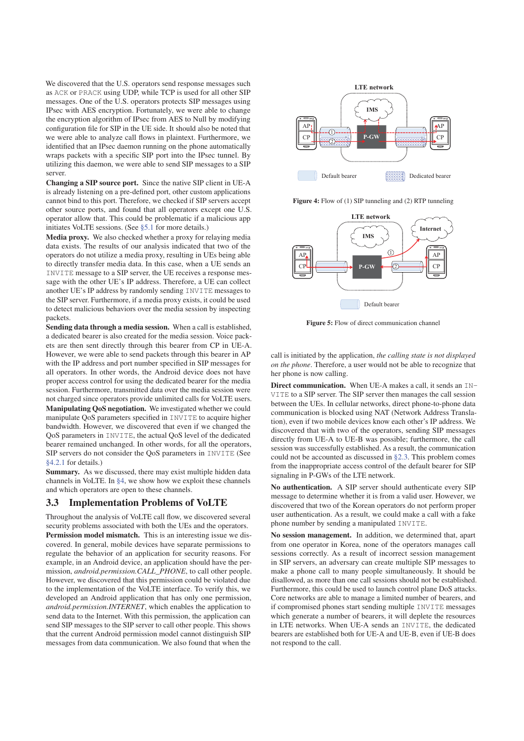We discovered that the U.S. operators send response messages such as ACK or PRACK using UDP, while TCP is used for all other SIP messages. One of the U.S. operators protects SIP messages using IPsec with AES encryption. Fortunately, we were able to change the encryption algorithm of IPsec from AES to Null by modifying configuration file for SIP in the UE side. It should also be noted that we were able to analyze call flows in plaintext. Furthermore, we identified that an IPsec daemon running on the phone automatically wraps packets with a specific SIP port into the IPsec tunnel. By utilizing this daemon, we were able to send SIP messages to a SIP server.

**Changing a SIP source port.** Since the native SIP client in UE-A is already listening on a pre-defined port, other custom applications cannot bind to this port. Therefore, we checked if SIP servers accept other source ports, and found that all operators except one U.S. operator allow that. This could be problematic if a malicious app initiates VoLTE sessions. (See §5.1 for more details.)

**Media proxy.** We also checked whether a proxy for relaying media data exists. The results of our analysis indicated that two of the operators do not utilize a media proxy, resulting in UEs being able to directly transfer media data. In this case, when a UE sends an INVITE message to a SIP server, the UE receives a response message with the other UE's IP address. Therefore, a UE can collect another UE's IP address by randomly sending INVITE messages to the SIP server. Furthermore, if a media proxy exists, it could be used to detect malicious behaviors over the media session by inspecting packets.

**Sending data through a media session.** When a call is established, a dedicated bearer is also created for the media session. Voice packets are then sent directly through this bearer from CP in UE-A. However, we were able to send packets through this bearer in AP with the IP address and port number specified in SIP messages for all operators. In other words, the Android device does not have proper access control for using the dedicated bearer for the media session. Furthermore, transmitted data over the media session were not charged since operators provide unlimited calls for VoLTE users.

**Manipulating QoS negotiation.** We investigated whether we could manipulate QoS parameters specified in INVITE to acquire higher bandwidth. However, we discovered that even if we changed the QoS parameters in INVITE, the actual QoS level of the dedicated bearer remained unchanged. In other words, for all the operators, SIP servers do not consider the QoS parameters in INVITE (See §4.2.1 for details.)

**Summary.** As we discussed, there may exist multiple hidden data channels in VoLTE. In §4, we show how we exploit these channels and which operators are open to these channels.

## 3.3 Implementation Problems of VoLTE

Throughout the analysis of VoLTE call flow, we discovered several security problems associated with both the UEs and the operators.

**Permission model mismatch.** This is an interesting issue we discovered. In general, mobile devices have separate permissions to regulate the behavior of an application for security reasons. For example, in an Android device, an application should have the permission, *android.permission.CALL_PHONE*, to call other people. However, we discovered that this permission could be violated due to the implementation of the VoLTE interface. To verify this, we developed an Android application that has only one permission, *android.permission.INTERNET*, which enables the application to send data to the Internet. With this permission, the application can send SIP messages to the SIP server to call other people. This shows that the current Android permission model cannot distinguish SIP messages from data communication. We also found that when the call is initiated by the application, *the calling state is not displayed on the phone*. Therefore, a user would not be able to recognize that her phone is now calling.

Figure 4: Flow of (1) SIP tunneling and (2) RTP tunneling

Figure 5: Flow of direct communication channel

**Direct communication.** When UE-A makes a call, it sends an INVITE to a SIP server. The SIP server then manages the call session between the UEs. In cellular networks, direct phone-to-phone data communication is blocked using NAT (Network Address Translation), even if two mobile devices know each other's IP address. We discovered that with two of the operators, sending SIP messages directly from UE-A to UE-B was possible; furthermore, the call session was successfully established. As a result, the communication could not be accounted as discussed in §2.3. This problem comes from the inappropriate access control of the default bearer for SIP signaling in P-GWs of the LTE network.

**No authentication.** A SIP server should authenticate every SIP message to determine whether it is from a valid user. However, we discovered that two of the Korean operators do not perform proper user authentication. As a result, we could make a call with a fake phone number by sending a manipulated INVITE.

**No session management.** In addition, we determined that, apart from one operator in Korea, none of the operators manages call sessions correctly. As a result of incorrect session management in SIP servers, an adversary can create multiple SIP messages to make a phone call to many people simultaneously. It should be disallowed, as more than one call sessions should not be established. Furthermore, this could be used to launch control plane DoS attacks. Core networks are able to manage a limited number of bearers, and if compromised phones start sending multiple INVITE messages which generate a number of bearers, it will deplete the resources in LTE networks. When UE-A sends an INVITE, the dedicated bearers are established both for UE-A and UE-B, even if UE-B does not respond to the call.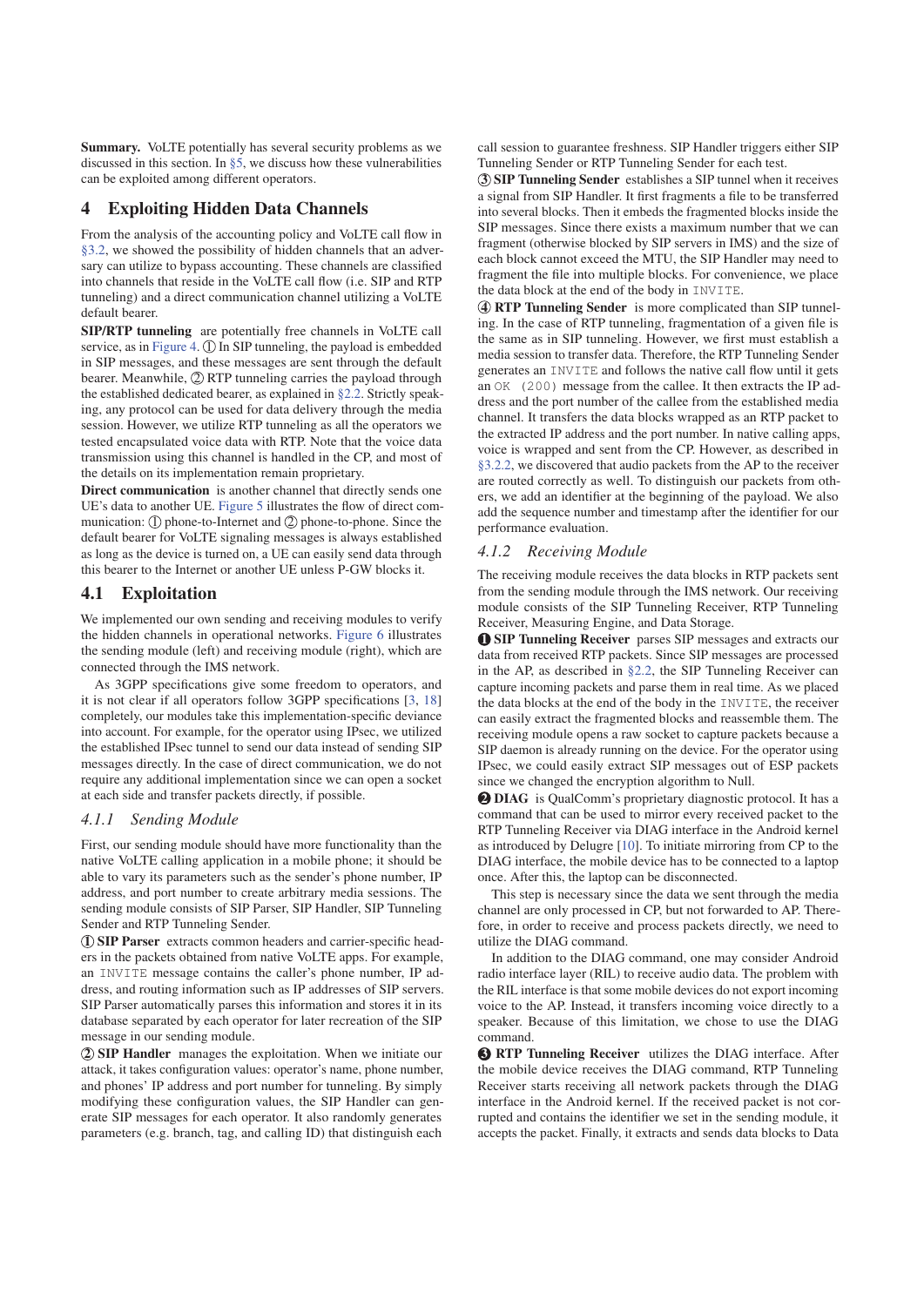**Summary.** VoLTE potentially has several security problems as we discussed in this section. In §5, we discuss how these vulnerabilities can be exploited among different operators.

## 4 Exploiting Hidden Data Channels

From the analysis of the accounting policy and VoLTE call flow in §3.2, we showed the possibility of hidden channels that an adversary can utilize to bypass accounting. These channels are classified into channels that reside in the VoLTE call flow (i.e. SIP and RTP tunneling) and a direct communication channel utilizing a VoLTE default bearer.

**SIP/RTP tunneling** are potentially free channels in VoLTE call service, as in Figure 4. ① In SIP tunneling, the payload is embedded in SIP messages, and these messages are sent through the default bearer. Meanwhile, ② RTP tunneling carries the payload through the established dedicated bearer, as explained in §2.2. Strictly speaking, any protocol can be used for data delivery through the media session. However, we utilize RTP tunneling as all the operators we tested encapsulated voice data with RTP. Note that the voice data transmission using this channel is handled in the CP, and most of the details on its implementation remain proprietary.

**Direct communication** is another channel that directly sends one UE's data to another UE. Figure 5 illustrates the flow of direct communication: ① phone-to-Internet and ② phone-to-phone. Since the default bearer for VoLTE signaling messages is always established as long as the device is turned on, a UE can easily send data through this bearer to the Internet or another UE unless P-GW blocks it.

### 4.1 Exploitation

We implemented our own sending and receiving modules to verify the hidden channels in operational networks. Figure 6 illustrates the sending module (left) and receiving module (right), which are connected through the IMS network.

As 3GPP specifications give some freedom to operators, and it is not clear if all operators follow 3GPP specifications [3, 18] completely, our modules take this implementation-specific deviance into account. For example, for the operator using IPsec, we utilized the established IPsec tunnel to send our data instead of sending SIP messages directly. In the case of direct communication, we do not require any additional implementation since we can open a socket at each side and transfer packets directly, if possible.

#### 4.1.1 Sending Module

First, our sending module should have more functionality than the native VoLTE calling application in a mobile phone; it should be able to vary its parameters such as the sender's phone number, IP address, and port number to create arbitrary media sessions. The sending module consists of SIP Parser, SIP Handler, SIP Tunneling Sender and RTP Tunneling Sender.

**① SIP Parser** extracts common headers and carrier-specific headers in the packets obtained from native VoLTE apps. For example, an `INVITE` message contains the caller's phone number, IP address, and routing information such as IP addresses of SIP servers. SIP Parser automatically parses this information and stores it in its database separated by each operator for later recreation of the SIP message in our sending module.

**② SIP Handler** manages the exploitation. When we initiate our attack, it takes configuration values: operator's name, phone number, and phones' IP address and port number for tunneling. By simply modifying these configuration values, the SIP Handler can generate SIP messages for each operator. It also randomly generates parameters (e.g. branch, tag, and calling ID) that distinguish each call session to guarantee freshness. SIP Handler triggers either SIP Tunneling Sender or RTP Tunneling Sender for each test.

**③ SIP Tunneling Sender** establishes a SIP tunnel when it receives a signal from SIP Handler. It first fragments a file to be transferred into several blocks. Then it embeds the fragmented blocks inside the SIP messages. Since there exists a maximum number that we can fragment (otherwise blocked by SIP servers in IMS) and the size of each block cannot exceed the MTU, the SIP Handler may need to fragment the file into multiple blocks. For convenience, we place the data block at the end of the body in `INVITE`.

**④ RTP Tunneling Sender** is more complicated than SIP tunneling. In the case of RTP tunneling, fragmentation of a given file is the same as in SIP tunneling. However, we first must establish a media session to transfer data. Therefore, the RTP Tunneling Sender generates an `INVITE` and follows the native call flow until it gets an `OK (200)` message from the callee. It then extracts the IP address and the port number of the callee from the established media channel. It transfers the data blocks wrapped as an RTP packet to the extracted IP address and the port number. In native calling apps, voice is wrapped and sent from the CP. However, as described in §3.2.2, we discovered that audio packets from the AP to the receiver are routed correctly as well. To distinguish our packets from others, we add an identifier at the beginning of the payload. We also add the sequence number and timestamp after the identifier for our performance evaluation.

#### 4.1.2 Receiving Module

The receiving module receives the data blocks in RTP packets sent from the sending module through the IMS network. Our receiving module consists of the SIP Tunneling Receiver, RTP Tunneling Receiver, Measuring Engine, and Data Storage.

**❶ SIP Tunneling Receiver** parses SIP messages and extracts our data from received RTP packets. Since SIP messages are processed in the AP, as described in §2.2, the SIP Tunneling Receiver can capture incoming packets and parse them in real time. As we placed the data blocks at the end of the body in the `INVITE`, the receiver can easily extract the fragmented blocks and reassemble them. The receiving module opens a raw socket to capture packets because a SIP daemon is already running on the device. For the operator using IPsec, we could easily extract SIP messages out of ESP packets since we changed the encryption algorithm to Null.

**❷ DIAG** is QualComm's proprietary diagnostic protocol. It has a command that can be used to mirror every received packet to the RTP Tunneling Receiver via DIAG interface in the Android kernel as introduced by Delugre [10]. To initiate mirroring from CP to the DIAG interface, the mobile device has to be connected to a laptop once. After this, the laptop can be disconnected.

This step is necessary since the data we sent through the media channel are only processed in CP, but not forwarded to AP. Therefore, in order to receive and process packets directly, we need to utilize the DIAG command.

In addition to the DIAG command, one may consider Android radio interface layer (RIL) to receive audio data. The problem with the RIL interface is that some mobile devices do not export incoming voice to the AP. Instead, it transfers incoming voice directly to a speaker. Because of this limitation, we chose to use the DIAG command.

**❸ RTP Tunneling Receiver** utilizes the DIAG interface. After the mobile device receives the DIAG command, RTP Tunneling Receiver starts receiving all network packets through the DIAG interface in the Android kernel. If the received packet is not corrupted and contains the identifier we set in the sending module, it accepts the packet. Finally, it extracts and sends data blocks to Data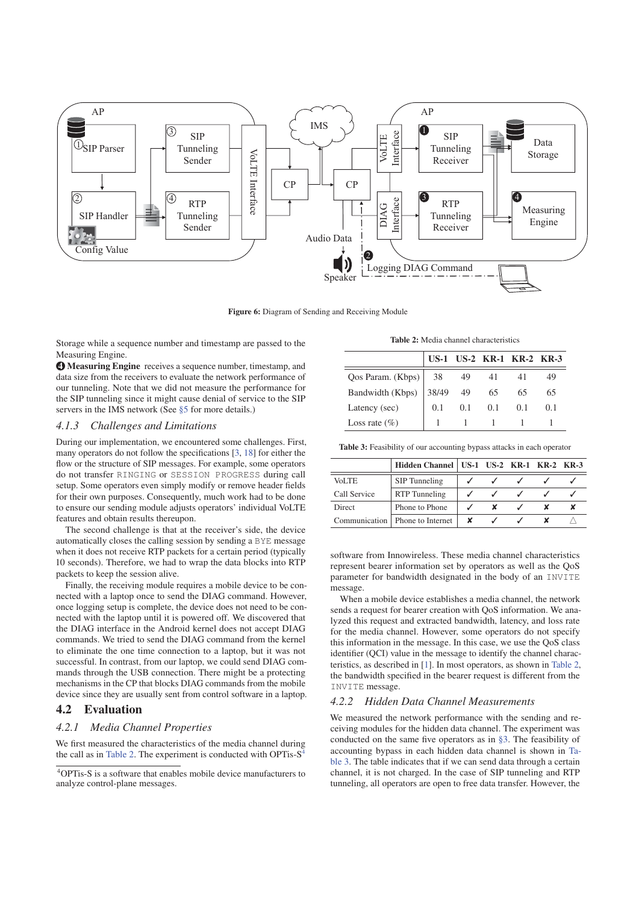**Figure 6:** Diagram of Sending and Receiving Module

Storage while a sequence number and timestamp are passed to the Measuring Engine.

❹ **Measuring Engine** receives a sequence number, timestamp, and data size from the receivers to evaluate the network performance of our tunneling. Note that we did not measure the performance for the SIP tunneling since it might cause denial of service to the SIP servers in the IMS network (See §5 for more details.)

### 4.1.3 Challenges and Limitations

During our implementation, we encountered some challenges. First, many operators do not follow the specifications [3, 18] for either the flow or the structure of SIP messages. For example, some operators do not transfer RINGING or SESSION PROGRESS during call setup. Some operators even simply modify or remove header fields for their own purposes. Consequently, much work had to be done to ensure our sending module adjusts operators' individual VoLTE features and obtain results thereupon.

The second challenge is that at the receiver's side, the device automatically closes the calling session by sending a BYE message when it does not receive RTP packets for a certain period (typically 10 seconds). Therefore, we had to wrap the data blocks into RTP packets to keep the session alive.

Finally, the receiving module requires a mobile device to be connected with a laptop once to send the DIAG command. However, once logging setup is complete, the device does not need to be connected with the laptop until it is powered off. We discovered that the DIAG interface in the Android kernel does not accept DIAG commands. We tried to send the DIAG command from the kernel to eliminate the one time connection to a laptop, but it was not successful. In contrast, from our laptop, we could send DIAG commands through the USB connection. There might be a protecting mechanisms in the CP that blocks DIAG commands from the mobile device since they are usually sent from control software in a laptop.

## 4.2 Evaluation

### 4.2.1 Media Channel Properties

We first measured the characteristics of the media channel during the call as in Table 2. The experiment is conducted with OPTis-S[4] software from Innowireless. These media channel characteristics represent bearer information set by operators as well as the QoS parameter for bandwidth designated in the body of an INVITE message.

[4] OPTis-S is a software that enables mobile device manufacturers to analyze control-plane messages.

**Table 2:** Media channel characteristics

| | US-1 | US-2 | KR-1 | KR-2 | KR-3 |
|---|---|---|---|---|---|
| Qos Param. (Kbps) | 38 | 49 | 41 | 41 | 49 |
| Bandwidth (Kbps) | 38/49 | 49 | 65 | 65 | 65 |
| Latency (sec) | 0.1 | 0.1 | 0.1 | 0.1 | 0.1 |
| Loss rate (%) | 1 | 1 | 1 | 1 | 1 |

**Table 3:** Feasibility of our accounting bypass attacks in each operator

| | Hidden Channel | US-1 | US-2 | KR-1 | KR-2 | KR-3 |
|---|---|---|---|---|---|---|
| VoLTE | SIP Tunneling | ✓ | ✓ | ✓ | ✓ | ✓ |
| Call Service | RTP Tunneling | ✓ | ✓ | ✓ | ✓ | ✓ |
| Direct | Phone to Phone | ✓ | ✘ | ✓ | ✘ | ✘ |
| Communication | Phone to Internet | ✘ | ✓ | ✓ | ✘ | △ |

When a mobile device establishes a media channel, the network sends a request for bearer creation with QoS information. We analyzed this request and extracted bandwidth, latency, and loss rate for the media channel. However, some operators do not specify this information in the message. In this case, we use the QoS class identifier (QCI) value in the message to identify the channel characteristics, as described in [1]. In most operators, as shown in Table 2, the bandwidth specified in the bearer request is different from the INVITE message.

### 4.2.2 Hidden Data Channel Measurements

We measured the network performance with the sending and receiving modules for the hidden data channel. The experiment was conducted on the same five operators as in §3. The feasibility of accounting bypass in each hidden data channel is shown in Table 3. The table indicates that if we can send data through a certain channel, it is not charged. In the case of SIP tunneling and RTP tunneling, all operators are open to free data transfer. However, the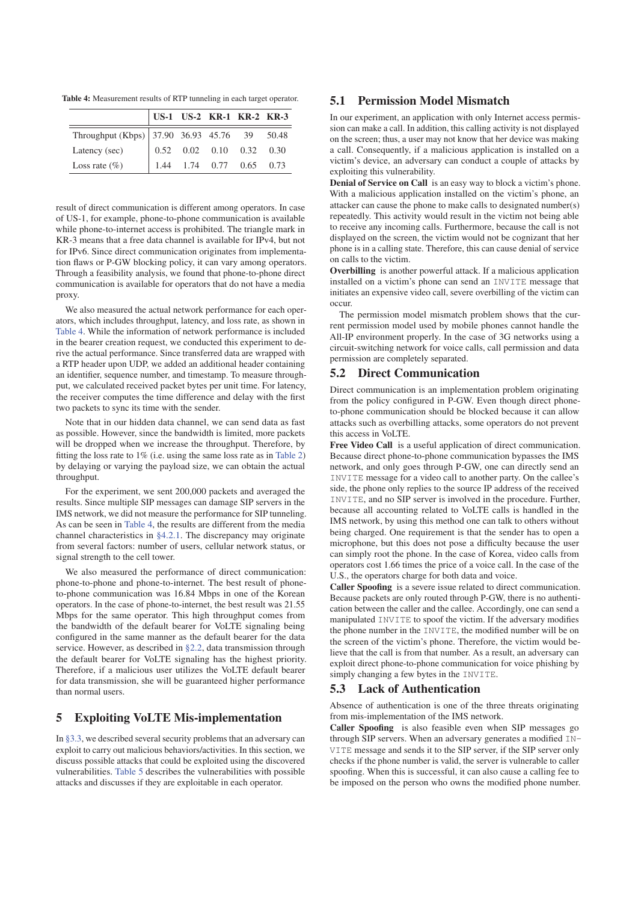**Table 4:** Measurement results of RTP tunneling in each target operator.

| | US-1 | US-2 | KR-1 | KR-2 | KR-3 |
|---|---|---|---|---|---|
| Throughput (Kbps) | 37.90 | 36.93 | 45.76 | 39 | 50.48 |
| Latency (sec) | 0.52 | 0.02 | 0.10 | 0.32 | 0.30 |
| Loss rate (%) | 1.44 | 1.74 | 0.77 | 0.65 | 0.73 |

result of direct communication is different among operators. In case of US-1, for example, phone-to-phone communication is available while phone-to-internet access is prohibited. The triangle mark in KR-3 means that a free data channel is available for IPv4, but not for IPv6. Since direct communication originates from implementation flaws or P-GW blocking policy, it can vary among operators. Through a feasibility analysis, we found that phone-to-phone direct communication is available for operators that do not have a media proxy.

We also measured the actual network performance for each operators, which includes throughput, latency, and loss rate, as shown in Table 4. While the information of network performance is included in the bearer creation request, we conducted this experiment to derive the actual performance. Since transferred data are wrapped with a RTP header upon UDP, we added an additional header containing an identifier, sequence number, and timestamp. To measure throughput, we calculated received packet bytes per unit time. For latency, the receiver computes the time difference and delay with the first two packets to sync its time with the sender.

Note that in our hidden data channel, we can send data as fast as possible. However, since the bandwidth is limited, more packets will be dropped when we increase the throughput. Therefore, by fitting the loss rate to 1% (i.e. using the same loss rate as in Table 2) by delaying or varying the payload size, we can obtain the actual throughput.

For the experiment, we sent 200,000 packets and averaged the results. Since multiple SIP messages can damage SIP servers in the IMS network, we did not measure the performance for SIP tunneling. As can be seen in Table 4, the results are different from the media channel characteristics in §4.2.1. The discrepancy may originate from several factors: number of users, cellular network status, or signal strength to the cell tower.

We also measured the performance of direct communication: phone-to-phone and phone-to-internet. The best result of phone-to-phone communication was 16.84 Mbps in one of the Korean operators. In the case of phone-to-internet, the best result was 21.55 Mbps for the same operator. This high throughput comes from the bandwidth of the default bearer for VoLTE signaling being configured in the same manner as the default bearer for the data service. However, as described in §2.2, data transmission through the default bearer for VoLTE signaling has the highest priority. Therefore, if a malicious user utilizes the VoLTE default bearer for data transmission, she will be guaranteed higher performance than normal users.

## 5 Exploiting VoLTE Mis-implementation

In §3.3, we described several security problems that an adversary can exploit to carry out malicious behaviors/activities. In this section, we discuss possible attacks that could be exploited using the discovered vulnerabilities. Table 5 describes the vulnerabilities with possible attacks and discusses if they are exploitable in each operator.

### 5.1 Permission Model Mismatch

In our experiment, an application with only Internet access permission can make a call. In addition, this calling activity is not displayed on the screen; thus, a user may not know that her device was making a call. Consequently, if a malicious application is installed on a victim's device, an adversary can conduct a couple of attacks by exploiting this vulnerability.

**Denial of Service on Call** is an easy way to block a victim's phone. With a malicious application installed on the victim's phone, an attacker can cause the phone to make calls to designated number(s) repeatedly. This activity would result in the victim not being able to receive any incoming calls. Furthermore, because the call is not displayed on the screen, the victim would not be cognizant that her phone is in a calling state. Therefore, this can cause denial of service on calls to the victim.

**Overbilling** is another powerful attack. If a malicious application installed on a victim's phone can send an INVITE message that initiates an expensive video call, severe overbilling of the victim can occur.

The permission model mismatch problem shows that the current permission model used by mobile phones cannot handle the All-IP environment properly. In the case of 3G networks using a circuit-switching network for voice calls, call permission and data permission are completely separated.

### 5.2 Direct Communication

Direct communication is an implementation problem originating from the policy configured in P-GW. Even though direct phone-to-phone communication should be blocked because it can allow attacks such as overbilling attacks, some operators do not prevent this access in VoLTE.

**Free Video Call** is a useful application of direct communication. Because direct phone-to-phone communication bypasses the IMS network, and only goes through P-GW, one can directly send an INVITE message for a video call to another party. On the callee's side, the phone only replies to the source IP address of the received INVITE, and no SIP server is involved in the procedure. Further, because all accounting related to VoLTE calls is handled in the IMS network, by using this method one can talk to others without being charged. One requirement is that the sender has to open a microphone, but this does not pose a difficulty because the user can simply root the phone. In the case of Korea, video calls from operators cost 1.66 times the price of a voice call. In the case of the U.S., the operators charge for both data and voice.

**Caller Spoofing** is a severe issue related to direct communication. Because packets are only routed through P-GW, there is no authentication between the caller and the callee. Accordingly, one can send a manipulated INVITE to spoof the victim. If the adversary modifies the phone number in the INVITE, the modified number will be on the screen of the victim's phone. Therefore, the victim would believe that the call is from that number. As a result, an adversary can exploit direct phone-to-phone communication for voice phishing by simply changing a few bytes in the INVITE.

### 5.3 Lack of Authentication

Absence of authentication is one of the three threats originating from mis-implementation of the IMS network.

**Caller Spoofing** is also feasible even when SIP messages go through SIP servers. When an adversary generates a modified INVITE message and sends it to the SIP server, if the SIP server only checks if the phone number is valid, the server is vulnerable to caller spoofing. When this is successful, it can also cause a calling fee to be imposed on the person who owns the modified phone number.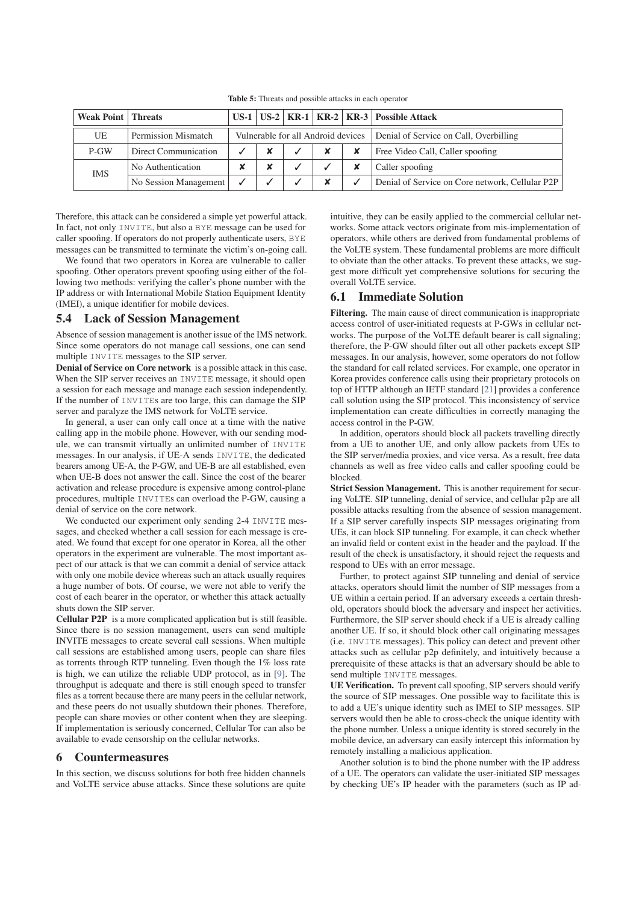Table 5: Threats and possible attacks in each operator

| Weak Point | Threats | US-1 | US-2 | KR-1 | KR-2 | KR-3 | Possible Attack |
|---|---|---|---|---|---|---|---|
| UE | Permission Mismatch | Vulnerable for all Android devices | | | | | Denial of Service on Call, Overbilling |
| P-GW | Direct Communication | ✓ | ✘ | ✓ | ✘ | ✘ | Free Video Call, Caller spoofing |
| IMS | No Authentication | ✘ | ✘ | ✓ | ✓ | ✘ | Caller spoofing |
| | No Session Management | ✓ | ✓ | ✓ | ✘ | ✓ | Denial of Service on Core network, Cellular P2P |

Therefore, this attack can be considered a simple yet powerful attack. In fact, not only INVITE, but also a BYE message can be used for caller spoofing. If operators do not properly authenticate users, BYE messages can be transmitted to terminate the victim's on-going call.

We found that two operators in Korea are vulnerable to caller spoofing. Other operators prevent spoofing using either of the following two methods: verifying the caller's phone number with the IP address or with International Mobile Station Equipment Identity (IMEI), a unique identifier for mobile devices.

## 5.4 Lack of Session Management

Absence of session management is another issue of the IMS network. Since some operators do not manage call sessions, one can send multiple INVITE messages to the SIP server.

**Denial of Service on Core network** is a possible attack in this case. When the SIP server receives an INVITE message, it should open a session for each message and manage each session independently. If the number of INVITEs are too large, this can damage the SIP server and paralyze the IMS network for VoLTE service.

In general, a user can only call once at a time with the native calling app in the mobile phone. However, with our sending module, we can transmit virtually an unlimited number of INVITE messages. In our analysis, if UE-A sends INVITE, the dedicated bearers among UE-A, the P-GW, and UE-B are all established, even when UE-B does not answer the call. Since the cost of the bearer activation and release procedure is expensive among control-plane procedures, multiple INVITEs can overload the P-GW, causing a denial of service on the core network.

We conducted our experiment only sending 2-4 INVITE messages, and checked whether a call session for each message is created. We found that except for one operator in Korea, all the other operators in the experiment are vulnerable. The most important aspect of our attack is that we can commit a denial of service attack with only one mobile device whereas such an attack usually requires a huge number of bots. Of course, we were not able to verify the cost of each bearer in the operator, or whether this attack actually shuts down the SIP server.

**Cellular P2P** is a more complicated application but is still feasible. Since there is no session management, users can send multiple INVITE messages to create several call sessions. When multiple call sessions are established among users, people can share files as torrents through RTP tunneling. Even though the 1% loss rate is high, we can utilize the reliable UDP protocol, as in [9]. The throughput is adequate and there is still enough speed to transfer files as a torrent because there are many peers in the cellular network, and these peers do not usually shutdown their phones. Therefore, people can share movies or other content when they are sleeping. If implementation is seriously concerned, Cellular Tor can also be available to evade censorship on the cellular networks.

# 6 Countermeasures

In this section, we discuss solutions for both free hidden channels and VoLTE service abuse attacks. Since these solutions are quite intuitive, they can be easily applied to the commercial cellular networks. Some attack vectors originate from mis-implementation of operators, while others are derived from fundamental problems of the VoLTE system. These fundamental problems are more difficult to obviate than the other attacks. To prevent these attacks, we suggest more difficult yet comprehensive solutions for securing the overall VoLTE service.

## 6.1 Immediate Solution

**Filtering.** The main cause of direct communication is inappropriate access control of user-initiated requests at P-GWs in cellular networks. The purpose of the VoLTE default bearer is call signaling; therefore, the P-GW should filter out all other packets except SIP messages. In our analysis, however, some operators do not follow the standard for call related services. For example, one operator in Korea provides conference calls using their proprietary protocols on top of HTTP although an IETF standard [21] provides a conference call solution using the SIP protocol. This inconsistency of service implementation can create difficulties in correctly managing the access control in the P-GW.

In addition, operators should block all packets travelling directly from a UE to another UE, and only allow packets from UEs to the SIP server/media proxies, and vice versa. As a result, free data channels as well as free video calls and caller spoofing could be blocked.

**Strict Session Management.** This is another requirement for securing VoLTE. SIP tunneling, denial of service, and cellular p2p are all possible attacks resulting from the absence of session management. If a SIP server carefully inspects SIP messages originating from UEs, it can block SIP tunneling. For example, it can check whether an invalid field or content exist in the header and the payload. If the result of the check is unsatisfactory, it should reject the requests and respond to UEs with an error message.

Further, to protect against SIP tunneling and denial of service attacks, operators should limit the number of SIP messages from a UE within a certain period. If an adversary exceeds a certain threshold, operators should block the adversary and inspect her activities. Furthermore, the SIP server should check if a UE is already calling another UE. If so, it should block other call originating messages (i.e. INVITE messages). This policy can detect and prevent other attacks such as cellular p2p definitely, and intuitively because a prerequisite of these attacks is that an adversary should be able to send multiple INVITE messages.

**UE Verification.** To prevent call spoofing, SIP servers should verify the source of SIP messages. One possible way to facilitate this is to add a UE's unique identity such as IMEI to SIP messages. SIP servers would then be able to cross-check the unique identity with the phone number. Unless a unique identity is stored securely in the mobile device, an adversary can easily intercept this information by remotely installing a malicious application.

Another solution is to bind the phone number with the IP address of a UE. The operators can validate the user-initiated SIP messages by checking UE's IP header with the parameters (such as IP ad-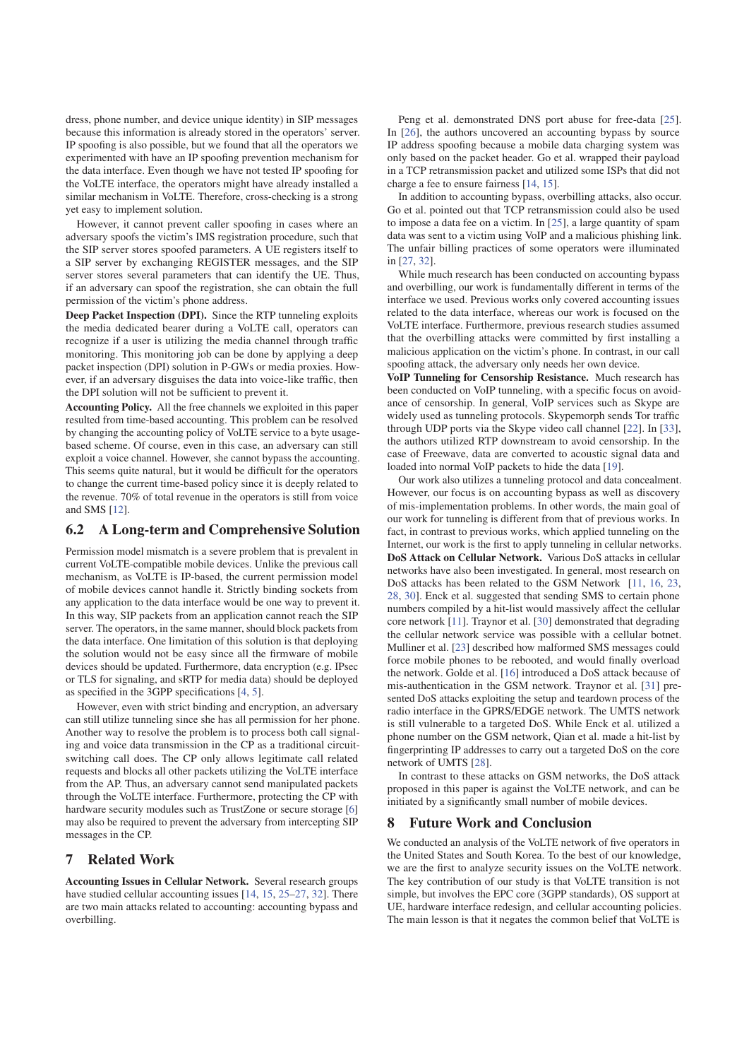dress, phone number, and device unique identity) in SIP messages because this information is already stored in the operators' server. IP spoofing is also possible, but we found that all the operators we experimented with have an IP spoofing prevention mechanism for the data interface. Even though we have not tested IP spoofing for the VoLTE interface, the operators might have already installed a similar mechanism in VoLTE. Therefore, cross-checking is a strong yet easy to implement solution.

However, it cannot prevent caller spoofing in cases where an adversary spoofs the victim's IMS registration procedure, such that the SIP server stores spoofed parameters. A UE registers itself to a SIP server by exchanging REGISTER messages, and the SIP server stores several parameters that can identify the UE. Thus, if an adversary can spoof the registration, she can obtain the full permission of the victim's phone address.

**Deep Packet Inspection (DPI).** Since the RTP tunneling exploits the media dedicated bearer during a VoLTE call, operators can recognize if a user is utilizing the media channel through traffic monitoring. This monitoring job can be done by applying a deep packet inspection (DPI) solution in P-GWs or media proxies. However, if an adversary disguises the data into voice-like traffic, then the DPI solution will not be sufficient to prevent it.

**Accounting Policy.** All the free channels we exploited in this paper resulted from time-based accounting. This problem can be resolved by changing the accounting policy of VoLTE service to a byte usage-based scheme. Of course, even in this case, an adversary can still exploit a voice channel. However, she cannot bypass the accounting. This seems quite natural, but it would be difficult for the operators to change the current time-based policy since it is deeply related to the revenue. 70% of total revenue in the operators is still from voice and SMS [12].

## 6.2 A Long-term and Comprehensive Solution

Permission model mismatch is a severe problem that is prevalent in current VoLTE-compatible mobile devices. Unlike the previous call mechanism, as VoLTE is IP-based, the current permission model of mobile devices cannot handle it. Strictly binding sockets from any application to the data interface would be one way to prevent it. In this way, SIP packets from an application cannot reach the SIP server. The operators, in the same manner, should block packets from the data interface. One limitation of this solution is that deploying the solution would not be easy since all the firmware of mobile devices should be updated. Furthermore, data encryption (e.g. IPsec or TLS for signaling, and sRTP for media data) should be deployed as specified in the 3GPP specifications [4, 5].

However, even with strict binding and encryption, an adversary can still utilize tunneling since she has all permission for her phone. Another way to resolve the problem is to process both call signaling and voice data transmission in the CP as a traditional circuit-switching call does. The CP only allows legitimate call related requests and blocks all other packets utilizing the VoLTE interface from the AP. Thus, an adversary cannot send manipulated packets through the VoLTE interface. Furthermore, protecting the CP with hardware security modules such as TrustZone or secure storage [6] may also be required to prevent the adversary from intercepting SIP messages in the CP.

# 7 Related Work

**Accounting Issues in Cellular Network.** Several research groups have studied cellular accounting issues [14, 15, 25–27, 32]. There are two main attacks related to accounting: accounting bypass and overbilling.

Peng et al. demonstrated DNS port abuse for free-data [25]. In [26], the authors uncovered an accounting bypass by source IP address spoofing because a mobile data charging system was only based on the packet header. Go et al. wrapped their payload in a TCP retransmission packet and utilized some ISPs that did not charge a fee to ensure fairness [14, 15].

In addition to accounting bypass, overbilling attacks, also occur. Go et al. pointed out that TCP retransmission could also be used to impose a data fee on a victim. In [25], a large quantity of spam data was sent to a victim using VoIP and a malicious phishing link. The unfair billing practices of some operators were illuminated in [27, 32].

While much research has been conducted on accounting bypass and overbilling, our work is fundamentally different in terms of the interface we used. Previous works only covered accounting issues related to the data interface, whereas our work is focused on the VoLTE interface. Furthermore, previous research studies assumed that the overbilling attacks were committed by first installing a malicious application on the victim's phone. In contrast, in our call spoofing attack, the adversary only needs her own device.

**VoIP Tunneling for Censorship Resistance.** Much research has been conducted on VoIP tunneling, with a specific focus on avoidance of censorship. In general, VoIP services such as Skype are widely used as tunneling protocols. Skypemorph sends Tor traffic through UDP ports via the Skype video call channel [22]. In [33], the authors utilized RTP downstream to avoid censorship. In the case of Freewave, data are converted to acoustic signal data and loaded into normal VoIP packets to hide the data [19].

Our work also utilizes a tunneling protocol and data concealment. However, our focus is on accounting bypass as well as discovery of mis-implementation problems. In other words, the main goal of our work for tunneling is different from that of previous works. In fact, in contrast to previous works, which applied tunneling on the Internet, our work is the first to apply tunneling in cellular networks.

**DoS Attack on Cellular Network.** Various DoS attacks in cellular networks have also been investigated. In general, most research on DoS attacks has been related to the GSM Network [11, 16, 23, 28, 30]. Enck et al. suggested that sending SMS to certain phone numbers compiled by a hit-list would massively affect the cellular core network [11]. Traynor et al. [30] demonstrated that degrading the cellular network service was possible with a cellular botnet. Mulliner et al. [23] described how malformed SMS messages could force mobile phones to be rebooted, and would finally overload the network. Golde et al. [16] introduced a DoS attack because of mis-authentication in the GSM network. Traynor et al. [31] presented DoS attacks exploiting the setup and teardown process of the radio interface in the GPRS/EDGE network. The UMTS network is still vulnerable to a targeted DoS. While Enck et al. utilized a phone number on the GSM network, Qian et al. made a hit-list by fingerprinting IP addresses to carry out a targeted DoS on the core network of UMTS [28].

In contrast to these attacks on GSM networks, the DoS attack proposed in this paper is against the VoLTE network, and can be initiated by a significantly small number of mobile devices.

# 8 Future Work and Conclusion

We conducted an analysis of the VoLTE network of five operators in the United States and South Korea. To the best of our knowledge, we are the first to analyze security issues on the VoLTE network. The key contribution of our study is that VoLTE transition is not simple, but involves the EPC core (3GPP standards), OS support at UE, hardware interface redesign, and cellular accounting policies. The main lesson is that it negates the common belief that VoLTE is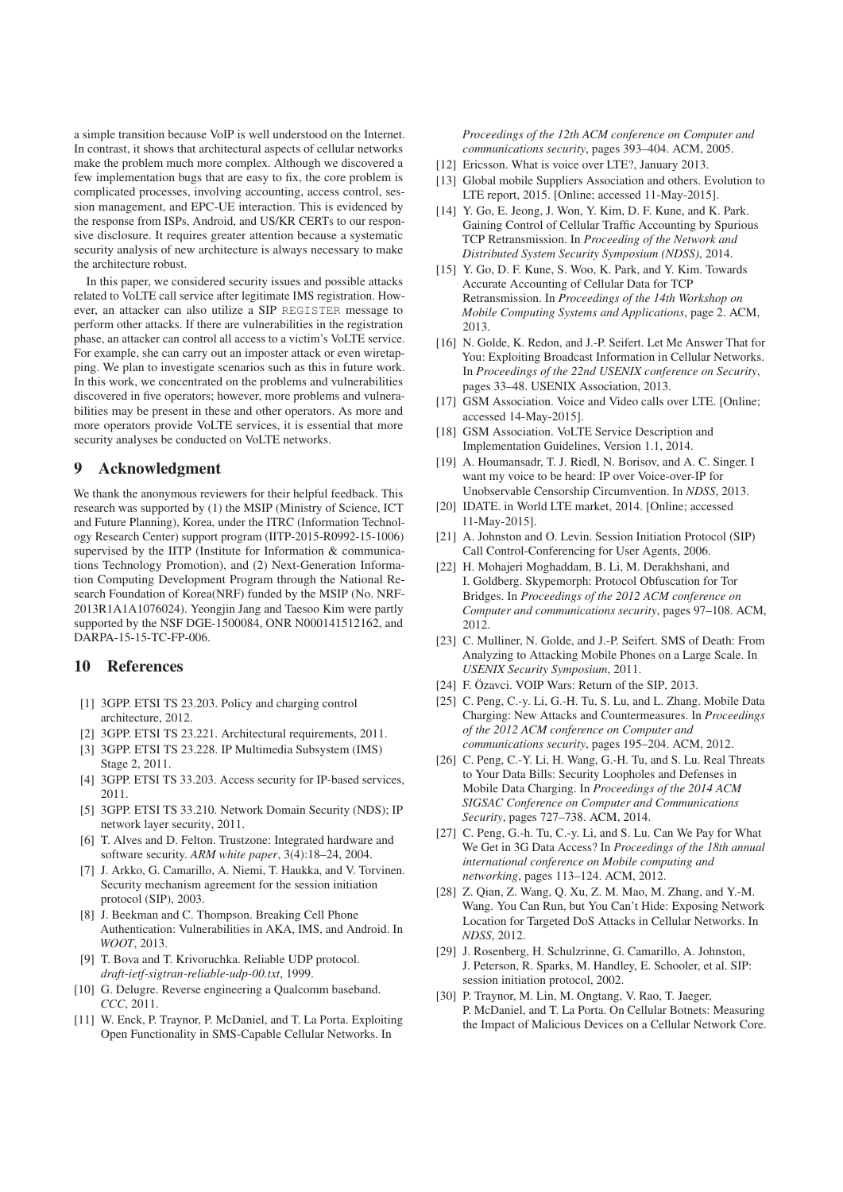a simple transition because VoIP is well understood on the Internet. In contrast, it shows that architectural aspects of cellular networks make the problem much more complex. Although we discovered a few implementation bugs that are easy to fix, the core problem is complicated processes, involving accounting, access control, session management, and EPC-UE interaction. This is evidenced by the response from ISPs, Android, and US/KR CERTs to our responsive disclosure. It requires greater attention because a systematic security analysis of new architecture is always necessary to make the architecture robust.

In this paper, we considered security issues and possible attacks related to VoLTE call service after legitimate IMS registration. However, an attacker can also utilize a SIP REGISTER message to perform other attacks. If there are vulnerabilities in the registration phase, an attacker can control all access to a victim's VoLTE service. For example, she can carry out an imposter attack or even wiretapping. We plan to investigate scenarios such as this in future work. In this work, we concentrated on the problems and vulnerabilities discovered in five operators; however, more problems and vulnerabilities may be present in these and other operators. As more and more operators provide VoLTE services, it is essential that more security analyses be conducted on VoLTE networks.

## 9 Acknowledgment

We thank the anonymous reviewers for their helpful feedback. This research was supported by (1) the MSIP (Ministry of Science, ICT and Future Planning), Korea, under the ITRC (Information Technology Research Center) support program (IITP-2015-R0992-15-1006) supervised by the IITP (Institute for Information & communications Technology Promotion), and (2) Next-Generation Information Computing Development Program through the National Research Foundation of Korea(NRF) funded by the MSIP (No. NRF-2013R1A1A1076024). Yeongjin Jang and Taesoo Kim were partly supported by the NSF DGE-1500084, ONR N000141512162, and DARPA-15-15-TC-FP-006.

## 10 References

[1] 3GPP. ETSI TS 23.203. Policy and charging control architecture, 2012.

[2] 3GPP. ETSI TS 23.221. Architectural requirements, 2011.

[3] 3GPP. ETSI TS 23.228. IP Multimedia Subsystem (IMS) Stage 2, 2011.

[4] 3GPP. ETSI TS 33.203. Access security for IP-based services, 2011.

[5] 3GPP. ETSI TS 33.210. Network Domain Security (NDS); IP network layer security, 2011.

[6] T. Alves and D. Felton. Trustzone: Integrated hardware and software security. *ARM white paper*, 3(4):18–24, 2004.

[7] J. Arkko, G. Camarillo, A. Niemi, T. Haukka, and V. Torvinen. Security mechanism agreement for the session initiation protocol (SIP), 2003.

[8] J. Beekman and C. Thompson. Breaking Cell Phone Authentication: Vulnerabilities in AKA, IMS, and Android. In *WOOT*, 2013.

[9] T. Bova and T. Krivoruchka. Reliable UDP protocol. *draft-ietf-sigtran-reliable-udp-00.txt*, 1999.

[10] G. Delugre. Reverse engineering a Qualcomm baseband. *CCC*, 2011.

[11] W. Enck, P. Traynor, P. McDaniel, and T. La Porta. Exploiting Open Functionality in SMS-Capable Cellular Networks. In *Proceedings of the 12th ACM conference on Computer and communications security*, pages 393–404. ACM, 2005.

[12] Ericsson. What is voice over LTE?, January 2013.

[13] Global mobile Suppliers Association and others. Evolution to LTE report, 2015. [Online; accessed 11-May-2015].

[14] Y. Go, E. Jeong, J. Won, Y. Kim, D. F. Kune, and K. Park. Gaining Control of Cellular Traffic Accounting by Spurious TCP Retransmission. In *Proceeding of the Network and Distributed System Security Symposium (NDSS)*, 2014.

[15] Y. Go, D. F. Kune, S. Woo, K. Park, and Y. Kim. Towards Accurate Accounting of Cellular Data for TCP Retransmission. In *Proceedings of the 14th Workshop on Mobile Computing Systems and Applications*, page 2. ACM, 2013.

[16] N. Golde, K. Redon, and J.-P. Seifert. Let Me Answer That for You: Exploiting Broadcast Information in Cellular Networks. In *Proceedings of the 22nd USENIX conference on Security*, pages 33–48. USENIX Association, 2013.

[17] GSM Association. Voice and Video calls over LTE. [Online; accessed 14-May-2015].

[18] GSM Association. VoLTE Service Description and Implementation Guidelines, Version 1.1, 2014.

[19] A. Houmansadr, T. J. Riedl, N. Borisov, and A. C. Singer. I want my voice to be heard: IP over Voice-over-IP for Unobservable Censorship Circumvention. In *NDSS*, 2013.

[20] IDATE. in World LTE market, 2014. [Online; accessed 11-May-2015].

[21] A. Johnston and O. Levin. Session Initiation Protocol (SIP) Call Control-Conferencing for User Agents, 2006.

[22] H. Mohajeri Moghaddam, B. Li, M. Derakhshani, and I. Goldberg. Skypemorph: Protocol Obfuscation for Tor Bridges. In *Proceedings of the 2012 ACM conference on Computer and communications security*, pages 97–108. ACM, 2012.

[23] C. Mulliner, N. Golde, and J.-P. Seifert. SMS of Death: From Analyzing to Attacking Mobile Phones on a Large Scale. In *USENIX Security Symposium*, 2011.

[24] F. Özavci. VOIP Wars: Return of the SIP, 2013.

[25] C. Peng, C.-y. Li, G.-H. Tu, S. Lu, and L. Zhang. Mobile Data Charging: New Attacks and Countermeasures. In *Proceedings of the 2012 ACM conference on Computer and communications security*, pages 195–204. ACM, 2012.

[26] C. Peng, C.-Y. Li, H. Wang, G.-H. Tu, and S. Lu. Real Threats to Your Data Bills: Security Loopholes and Defenses in Mobile Data Charging. In *Proceedings of the 2014 ACM SIGSAC Conference on Computer and Communications Security*, pages 727–738. ACM, 2014.

[27] C. Peng, G.-h. Tu, C.-y. Li, and S. Lu. Can We Pay for What We Get in 3G Data Access? In *Proceedings of the 18th annual international conference on Mobile computing and networking*, pages 113–124. ACM, 2012.

[28] Z. Qian, Z. Wang, Q. Xu, Z. M. Mao, M. Zhang, and Y.-M. Wang. You Can Run, but You Can't Hide: Exposing Network Location for Targeted DoS Attacks in Cellular Networks. In *NDSS*, 2012.

[29] J. Rosenberg, H. Schulzrinne, G. Camarillo, A. Johnston, J. Peterson, R. Sparks, M. Handley, E. Schooler, et al. SIP: session initiation protocol, 2002.

[30] P. Traynor, M. Lin, M. Ongtang, V. Rao, T. Jaeger, P. McDaniel, and T. La Porta. On Cellular Botnets: Measuring the Impact of Malicious Devices on a Cellular Network Core.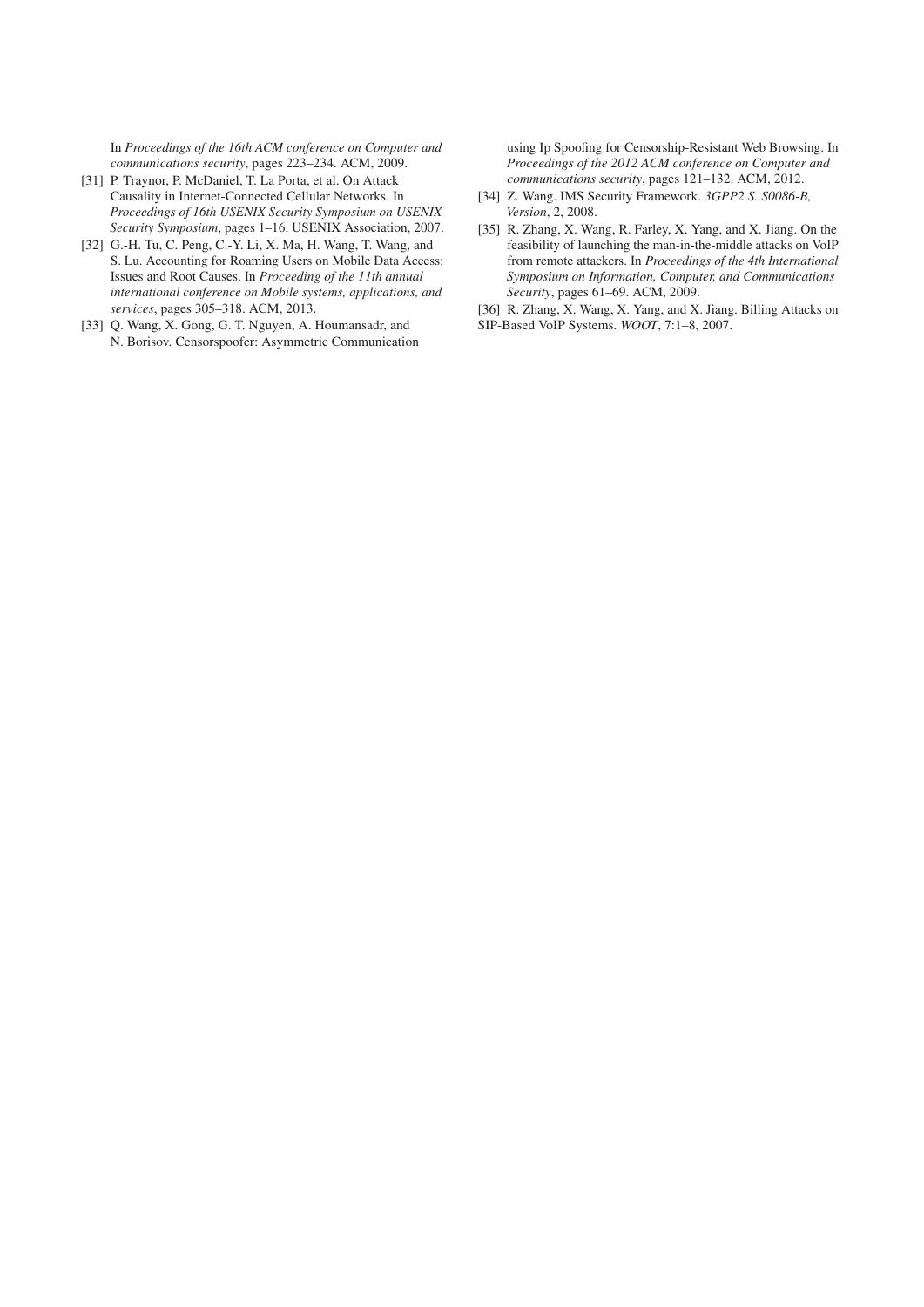In *Proceedings of the 16th ACM conference on Computer and communications security*, pages 223–234. ACM, 2009.

[31] P. Traynor, P. McDaniel, T. La Porta, et al. On Attack Causality in Internet-Connected Cellular Networks. In *Proceedings of 16th USENIX Security Symposium on USENIX Security Symposium*, pages 1–16. USENIX Association, 2007.

[32] G.-H. Tu, C. Peng, C.-Y. Li, X. Ma, H. Wang, T. Wang, and S. Lu. Accounting for Roaming Users on Mobile Data Access: Issues and Root Causes. In *Proceeding of the 11th annual international conference on Mobile systems, applications, and services*, pages 305–318. ACM, 2013.

[33] Q. Wang, X. Gong, G. T. Nguyen, A. Houmansadr, and N. Borisov. Censorspoofer: Asymmetric Communication using Ip Spoofing for Censorship-Resistant Web Browsing. In *Proceedings of the 2012 ACM conference on Computer and communications security*, pages 121–132. ACM, 2012.

[34] Z. Wang. IMS Security Framework. *3GPP2 S. S0086-B, Version*, 2, 2008.

[35] R. Zhang, X. Wang, R. Farley, X. Yang, and X. Jiang. On the feasibility of launching the man-in-the-middle attacks on VoIP from remote attackers. In *Proceedings of the 4th International Symposium on Information, Computer, and Communications Security*, pages 61–69. ACM, 2009.

[36] R. Zhang, X. Wang, X. Yang, and X. Jiang. Billing Attacks on SIP-Based VoIP Systems. *WOOT*, 7:1–8, 2007.